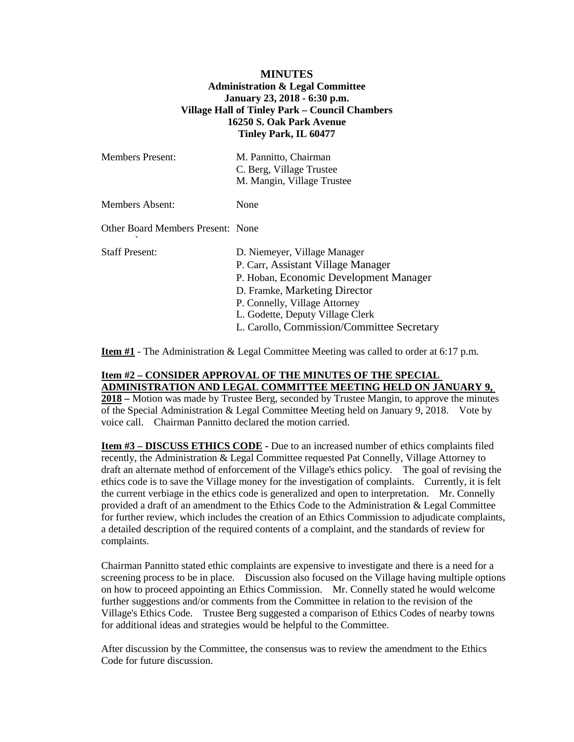**MINUTES**
**Administration & Legal Committee**
**January 23, 2018 - 6:30 p.m.**
**Village Hall of Tinley Park – Council Chambers**
**16250 S. Oak Park Avenue**
**Tinley Park, IL 60477**

| | |
|---|---|
| Members Present: | M. Pannitto, Chairman<br>C. Berg, Village Trustee<br>M. Mangin, Village Trustee |
| Members Absent: | None |
| Other Board Members Present: | None |
| Staff Present: | D. Niemeyer, Village Manager<br>P. Carr, Assistant Village Manager<br>P. Hoban, Economic Development Manager<br>D. Framke, Marketing Director<br>P. Connelly, Village Attorney<br>L. Godette, Deputy Village Clerk<br>L. Carollo, Commission/Committee Secretary |

**Item #1** - The Administration & Legal Committee Meeting was called to order at 6:17 p.m.

**Item #2 – CONSIDER APPROVAL OF THE MINUTES OF THE SPECIAL ADMINISTRATION AND LEGAL COMMITTEE MEETING HELD ON JANUARY 9, 2018 –** Motion was made by Trustee Berg, seconded by Trustee Mangin, to approve the minutes of the Special Administration & Legal Committee Meeting held on January 9, 2018. Vote by voice call. Chairman Pannitto declared the motion carried.

**Item #3 – DISCUSS ETHICS CODE -** Due to an increased number of ethics complaints filed recently, the Administration & Legal Committee requested Pat Connelly, Village Attorney to draft an alternate method of enforcement of the Village's ethics policy. The goal of revising the ethics code is to save the Village money for the investigation of complaints. Currently, it is felt the current verbiage in the ethics code is generalized and open to interpretation. Mr. Connelly provided a draft of an amendment to the Ethics Code to the Administration & Legal Committee for further review, which includes the creation of an Ethics Commission to adjudicate complaints, a detailed description of the required contents of a complaint, and the standards of review for complaints.

Chairman Pannitto stated ethic complaints are expensive to investigate and there is a need for a screening process to be in place. Discussion also focused on the Village having multiple options on how to proceed appointing an Ethics Commission. Mr. Connelly stated he would welcome further suggestions and/or comments from the Committee in relation to the revision of the Village's Ethics Code. Trustee Berg suggested a comparison of Ethics Codes of nearby towns for additional ideas and strategies would be helpful to the Committee.

After discussion by the Committee, the consensus was to review the amendment to the Ethics Code for future discussion.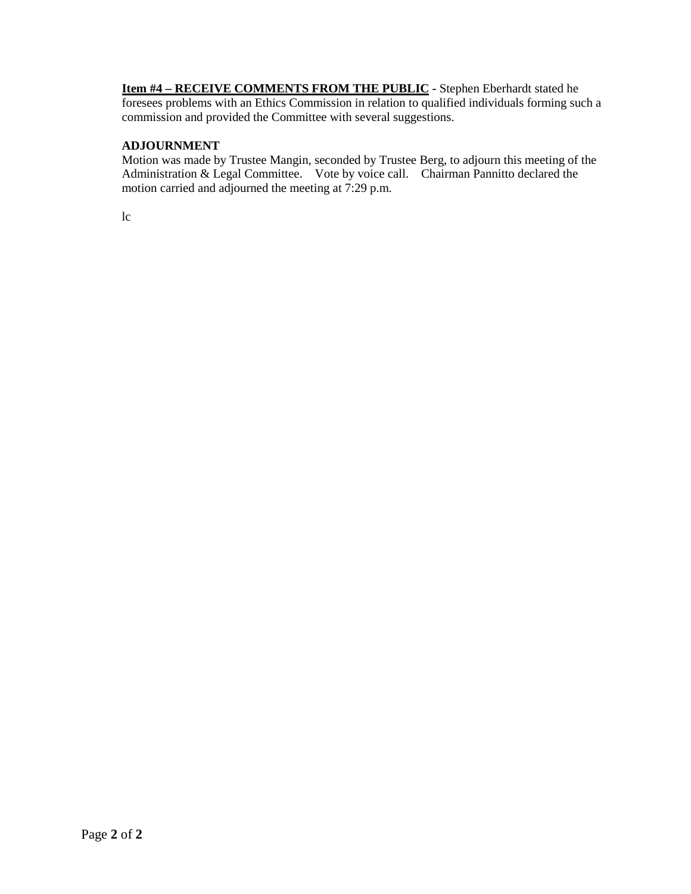**Item #4 – RECEIVE COMMENTS FROM THE PUBLIC** - Stephen Eberhardt stated he foresees problems with an Ethics Commission in relation to qualified individuals forming such a commission and provided the Committee with several suggestions.

**ADJOURNMENT**

Motion was made by Trustee Mangin, seconded by Trustee Berg, to adjourn this meeting of the Administration & Legal Committee. Vote by voice call. Chairman Pannitto declared the motion carried and adjourned the meeting at 7:29 p.m.

lc